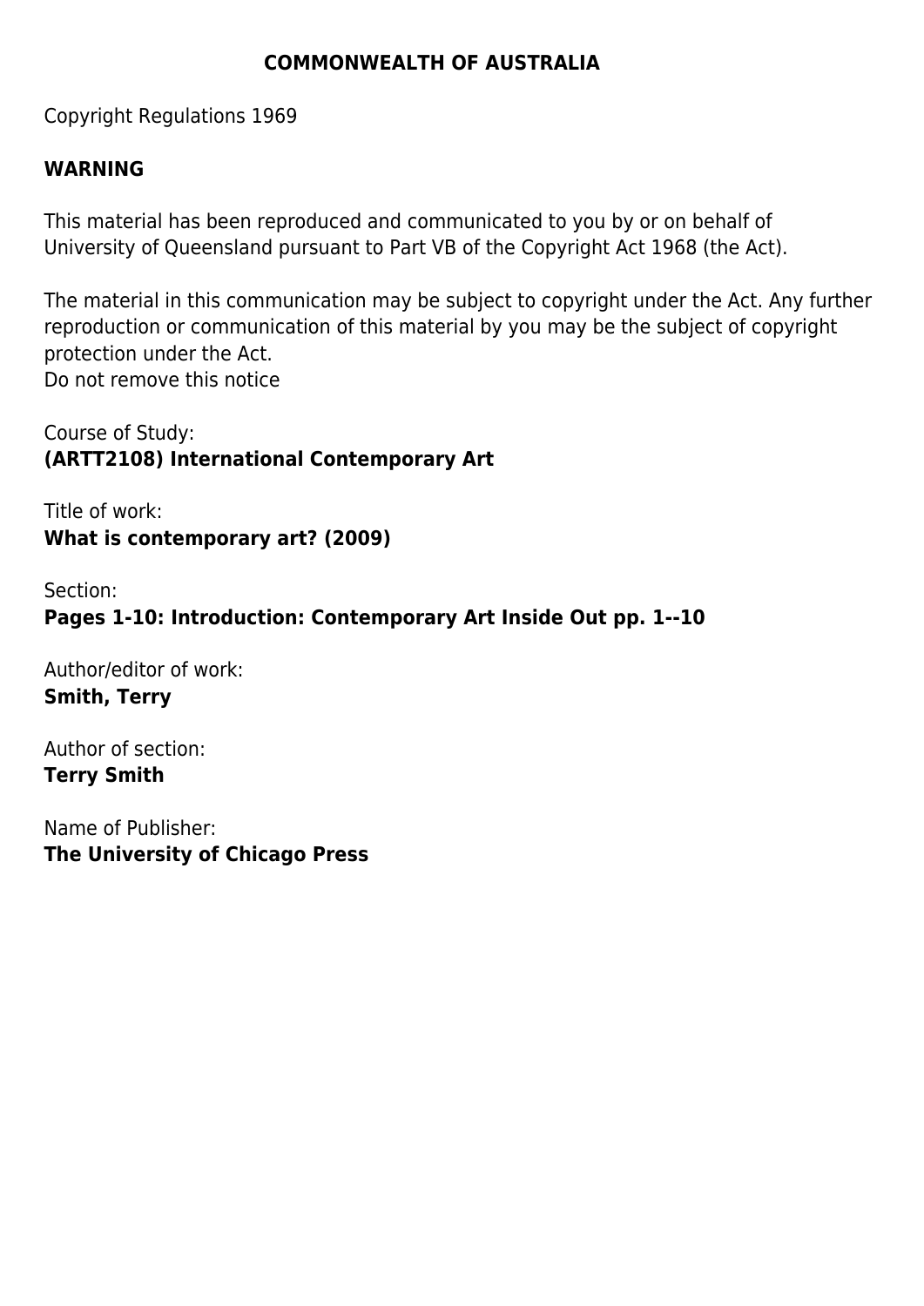**COMMONWEALTH OF AUSTRALIA**

Copyright Regulations 1969

**WARNING**

This material has been reproduced and communicated to you by or on behalf of University of Queensland pursuant to Part VB of the Copyright Act 1968 (the Act).

The material in this communication may be subject to copyright under the Act. Any further reproduction or communication of this material by you may be the subject of copyright protection under the Act.
Do not remove this notice

Course of Study:
**(ARTT2108) International Contemporary Art**

Title of work:
**What is contemporary art? (2009)**

Section:
**Pages 1-10: Introduction: Contemporary Art Inside Out pp. 1--10**

Author/editor of work:
**Smith, Terry**

Author of section:
**Terry Smith**

Name of Publisher:
**The University of Chicago Press**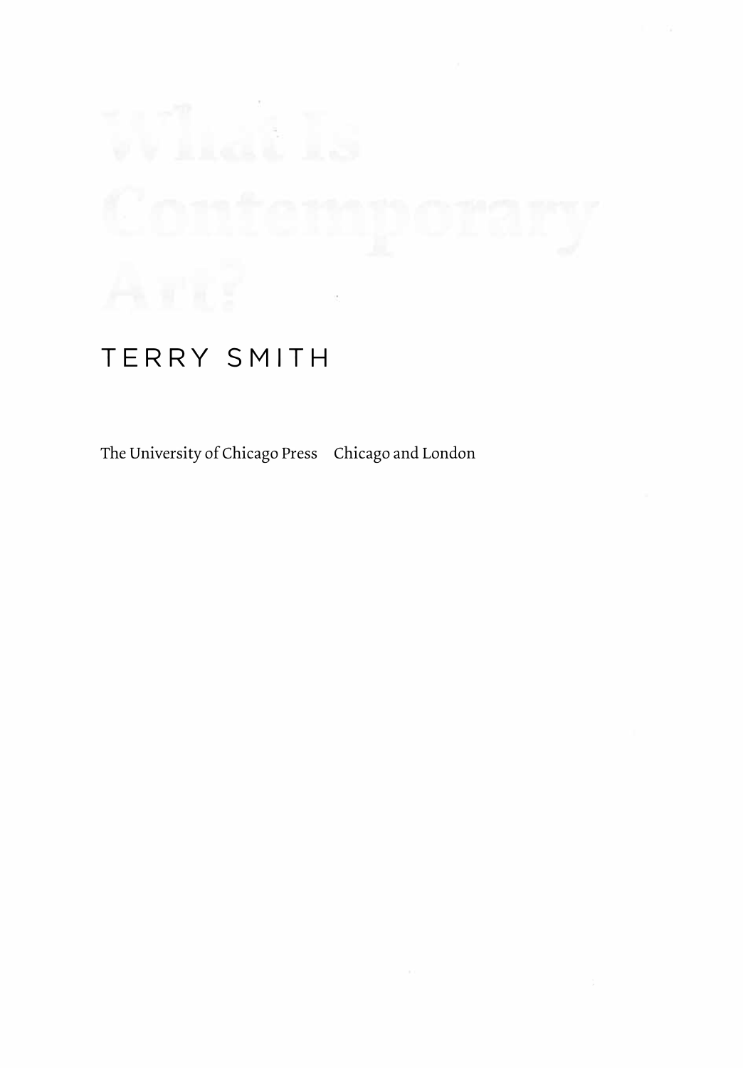# What Is Contemporary Art?

TERRY SMITH

The University of Chicago Press     Chicago and London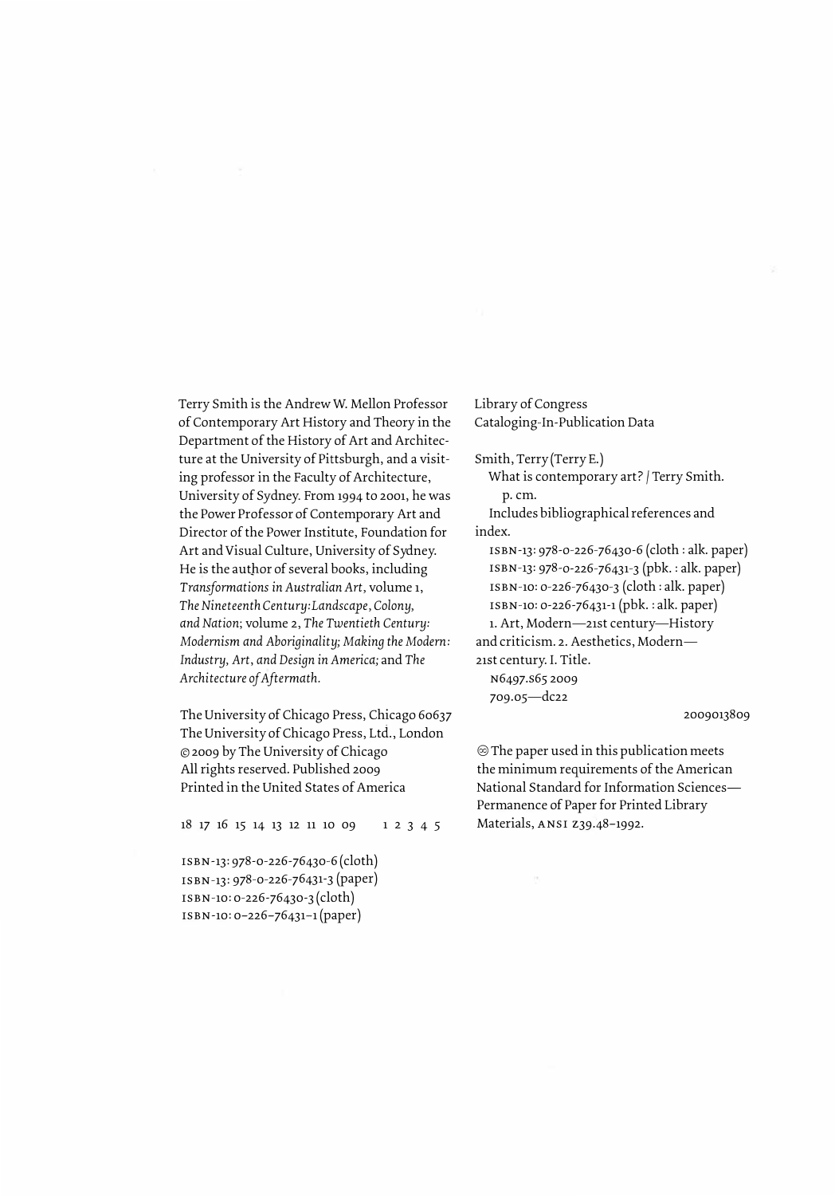Terry Smith is the Andrew W. Mellon Professor of Contemporary Art History and Theory in the Department of the History of Art and Architecture at the University of Pittsburgh, and a visiting professor in the Faculty of Architecture, University of Sydney. From 1994 to 2001, he was the Power Professor of Contemporary Art and Director of the Power Institute, Foundation for Art and Visual Culture, University of Sydney. He is the author of several books, including *Transformations in Australian Art*, volume 1, *The Nineteenth Century: Landscape, Colony, and Nation*; volume 2, *The Twentieth Century: Modernism and Aboriginality; Making the Modern: Industry, Art, and Design in America;* and *The Architecture of Aftermath.*

The University of Chicago Press, Chicago 60637
The University of Chicago Press, Ltd., London
© 2009 by The University of Chicago
All rights reserved. Published 2009
Printed in the United States of America

18 17 16 15 14 13 12 11 10 09    1 2 3 4 5

ISBN-13: 978-0-226-76430-6 (cloth)
ISBN-13: 978-0-226-76431-3 (paper)
ISBN-10: 0-226-76430-3 (cloth)
ISBN-10: 0-226-76431-1 (paper)

Library of Congress
Cataloging-In-Publication Data

Smith, Terry (Terry E.)
What is contemporary art? / Terry Smith.
p. cm.
Includes bibliographical references and index.
ISBN-13: 978-0-226-76430-6 (cloth : alk. paper)
ISBN-13: 978-0-226-76431-3 (pbk. : alk. paper)
ISBN-10: 0-226-76430-3 (cloth : alk. paper)
ISBN-10: 0-226-76431-1 (pbk. : alk. paper)
1. Art, Modern—21st century—History and criticism. 2. Aesthetics, Modern—21st century. I. Title.
N6497.S65 2009
709.05—dc22

2009013809

♾ The paper used in this publication meets the minimum requirements of the American National Standard for Information Sciences—Permanence of Paper for Printed Library Materials, ANSI Z39.48-1992.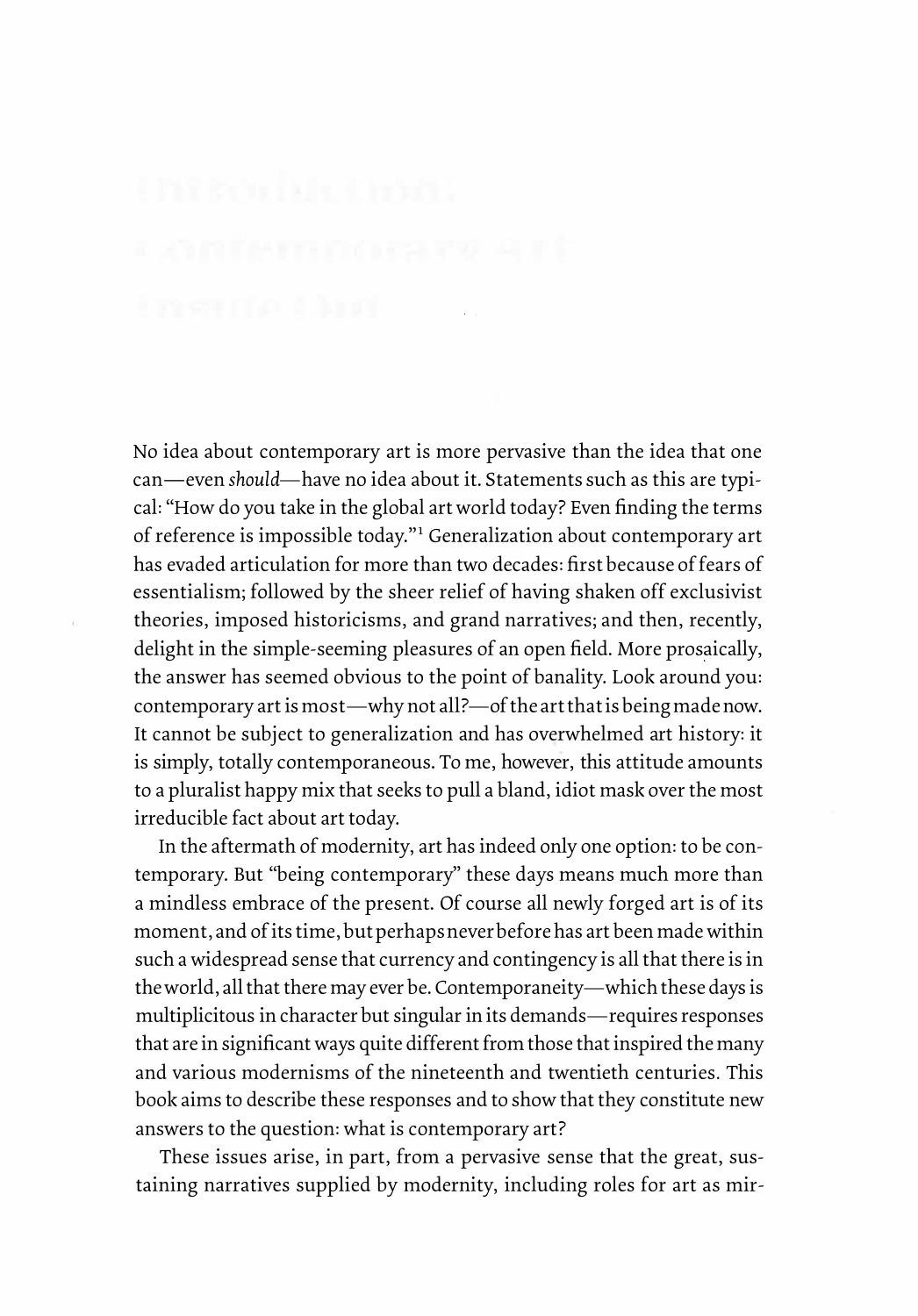# Introduction: Contemporary Art Inside Out

No idea about contemporary art is more pervasive than the idea that one can—even *should*—have no idea about it. Statements such as this are typical: "How do you take in the global art world today? Even finding the terms of reference is impossible today."[1] Generalization about contemporary art has evaded articulation for more than two decades: first because of fears of essentialism; followed by the sheer relief of having shaken off exclusivist theories, imposed historicisms, and grand narratives; and then, recently, delight in the simple-seeming pleasures of an open field. More prosaically, the answer has seemed obvious to the point of banality. Look around you: contemporary art is most—why not all?—of the art that is being made now. It cannot be subject to generalization and has overwhelmed art history: it is simply, totally contemporaneous. To me, however, this attitude amounts to a pluralist happy mix that seeks to pull a bland, idiot mask over the most irreducible fact about art today.

In the aftermath of modernity, art has indeed only one option: to be contemporary. But "being contemporary" these days means much more than a mindless embrace of the present. Of course all newly forged art is of its moment, and of its time, but perhaps never before has art been made within such a widespread sense that currency and contingency is all that there is in the world, all that there may ever be. Contemporaneity—which these days is multiplicitous in character but singular in its demands—requires responses that are in significant ways quite different from those that inspired the many and various modernisms of the nineteenth and twentieth centuries. This book aims to describe these responses and to show that they constitute new answers to the question: what is contemporary art?

These issues arise, in part, from a pervasive sense that the great, sustaining narratives supplied by modernity, including roles for art as mir-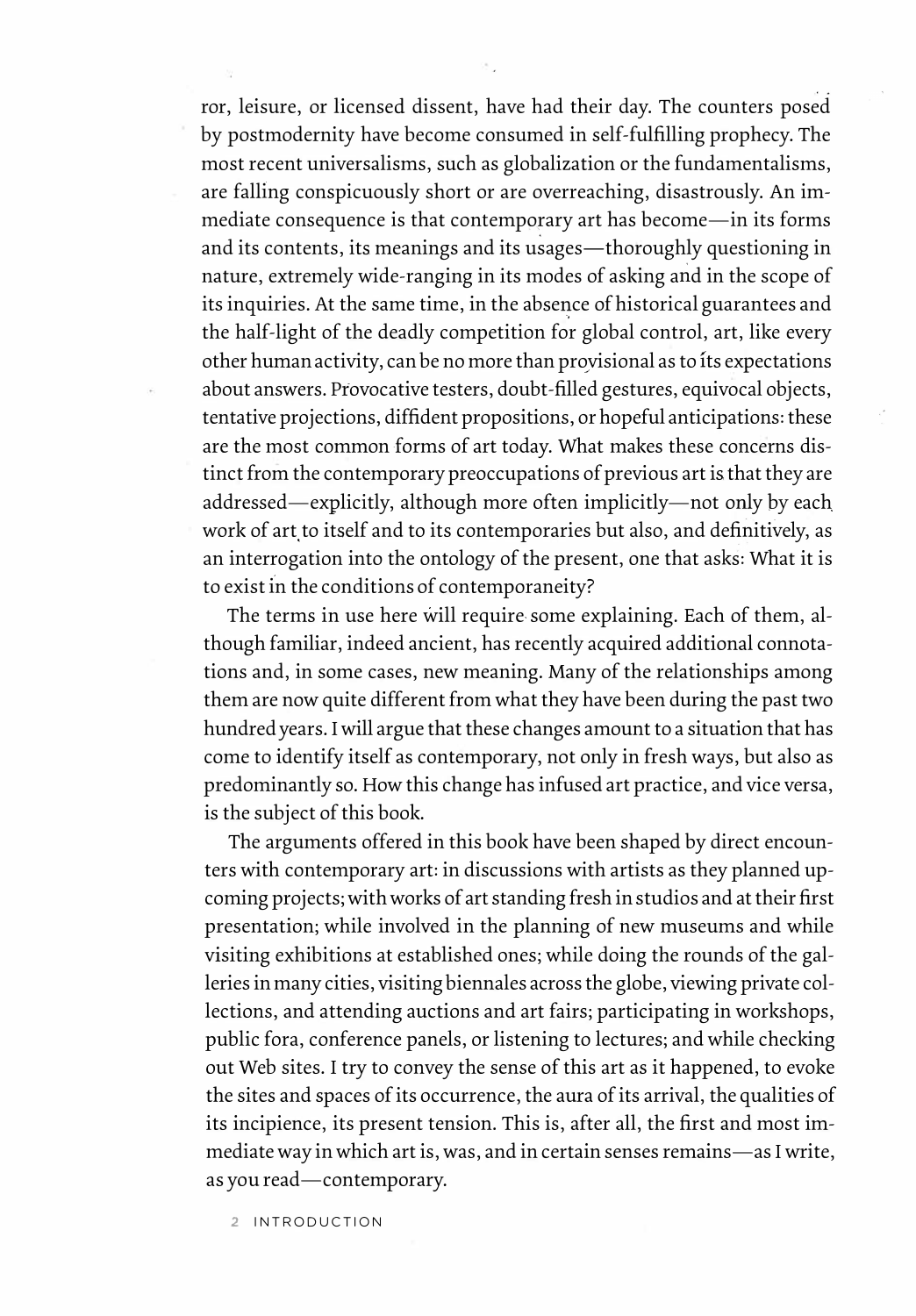ror, leisure, or licensed dissent, have had their day. The counters posed by postmodernity have become consumed in self-fulfilling prophecy. The most recent universalisms, such as globalization or the fundamentalisms, are falling conspicuously short or are overreaching, disastrously. An immediate consequence is that contemporary art has become—in its forms and its contents, its meanings and its usages—thoroughly questioning in nature, extremely wide-ranging in its modes of asking and in the scope of its inquiries. At the same time, in the absence of historical guarantees and the half-light of the deadly competition for global control, art, like every other human activity, can be no more than provisional as to its expectations about answers. Provocative testers, doubt-filled gestures, equivocal objects, tentative projections, diffident propositions, or hopeful anticipations: these are the most common forms of art today. What makes these concerns distinct from the contemporary preoccupations of previous art is that they are addressed—explicitly, although more often implicitly—not only by each work of art to itself and to its contemporaries but also, and definitively, as an interrogation into the ontology of the present, one that asks: What it is to exist in the conditions of contemporaneity?

The terms in use here will require some explaining. Each of them, although familiar, indeed ancient, has recently acquired additional connotations and, in some cases, new meaning. Many of the relationships among them are now quite different from what they have been during the past two hundred years. I will argue that these changes amount to a situation that has come to identify itself as contemporary, not only in fresh ways, but also as predominantly so. How this change has infused art practice, and vice versa, is the subject of this book.

The arguments offered in this book have been shaped by direct encounters with contemporary art: in discussions with artists as they planned upcoming projects; with works of art standing fresh in studios and at their first presentation; while involved in the planning of new museums and while visiting exhibitions at established ones; while doing the rounds of the galleries in many cities, visiting biennales across the globe, viewing private collections, and attending auctions and art fairs; participating in workshops, public fora, conference panels, or listening to lectures; and while checking out Web sites. I try to convey the sense of this art as it happened, to evoke the sites and spaces of its occurrence, the aura of its arrival, the qualities of its incipience, its present tension. This is, after all, the first and most immediate way in which art is, was, and in certain senses remains—as I write, as you read—contemporary.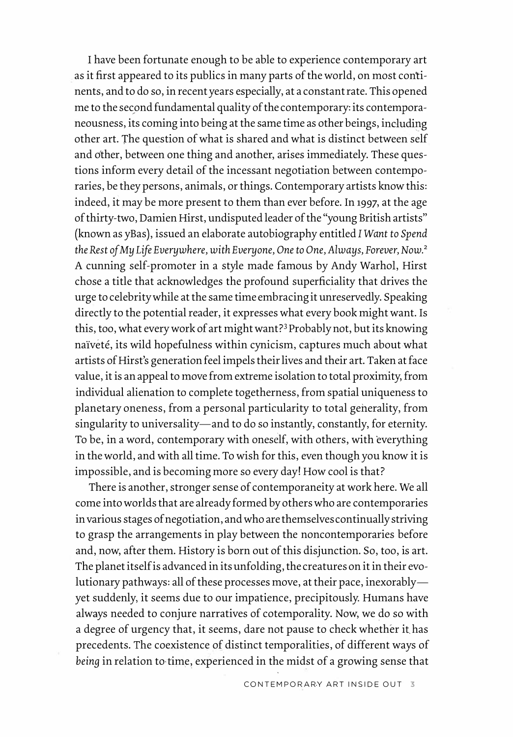I have been fortunate enough to be able to experience contemporary art as it first appeared to its publics in many parts of the world, on most continents, and to do so, in recent years especially, at a constant rate. This opened me to the second fundamental quality of the contemporary: its contemporaneousness, its coming into being at the same time as other beings, including other art. The question of what is shared and what is distinct between self and other, between one thing and another, arises immediately. These questions inform every detail of the incessant negotiation between contemporaries, be they persons, animals, or things. Contemporary artists know this: indeed, it may be more present to them than ever before. In 1997, at the age of thirty-two, Damien Hirst, undisputed leader of the "young British artists" (known as yBas), issued an elaborate autobiography entitled *I Want to Spend the Rest of My Life Everywhere, with Everyone, One to One, Always, Forever, Now.*[2] A cunning self-promoter in a style made famous by Andy Warhol, Hirst chose a title that acknowledges the profound superficiality that drives the urge to celebrity while at the same time embracing it unreservedly. Speaking directly to the potential reader, it expresses what every book might want. Is this, too, what every work of art might want?[3] Probably not, but its knowing naïveté, its wild hopefulness within cynicism, captures much about what artists of Hirst's generation feel impels their lives and their art. Taken at face value, it is an appeal to move from extreme isolation to total proximity, from individual alienation to complete togetherness, from spatial uniqueness to planetary oneness, from a personal particularity to total generality, from singularity to universality—and to do so instantly, constantly, for eternity. To be, in a word, contemporary with oneself, with others, with everything in the world, and with all time. To wish for this, even though you know it is impossible, and is becoming more so every day! How cool is that?

There is another, stronger sense of contemporaneity at work here. We all come into worlds that are already formed by others who are contemporaries in various stages of negotiation, and who are themselves continually striving to grasp the arrangements in play between the noncontemporaries before and, now, after them. History is born out of this disjunction. So, too, is art. The planet itself is advanced in its unfolding, the creatures on it in their evolutionary pathways: all of these processes move, at their pace, inexorably—yet suddenly, it seems due to our impatience, precipitously. Humans have always needed to conjure narratives of cotemporality. Now, we do so with a degree of urgency that, it seems, dare not pause to check whether it has precedents. The coexistence of distinct temporalities, of different ways of *being* in relation to time, experienced in the midst of a growing sense that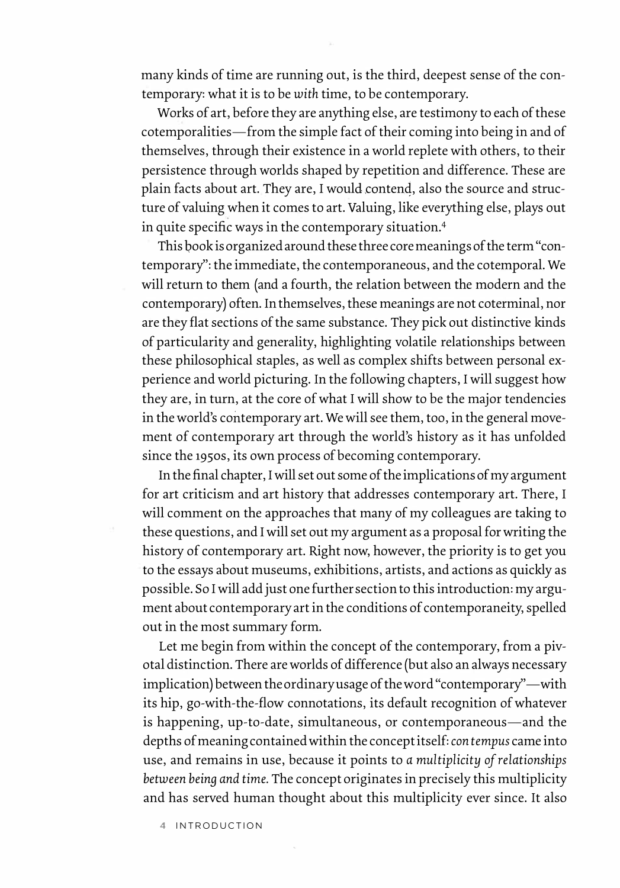many kinds of time are running out, is the third, deepest sense of the contemporary: what it is to be *with* time, to be contemporary.

Works of art, before they are anything else, are testimony to each of these cotemporalities—from the simple fact of their coming into being in and of themselves, through their existence in a world replete with others, to their persistence through worlds shaped by repetition and difference. These are plain facts about art. They are, I would contend, also the source and structure of valuing when it comes to art. Valuing, like everything else, plays out in quite specific ways in the contemporary situation.[4]

This book is organized around these three core meanings of the term "contemporary": the immediate, the contemporaneous, and the cotemporal. We will return to them (and a fourth, the relation between the modern and the contemporary) often. In themselves, these meanings are not coterminal, nor are they flat sections of the same substance. They pick out distinctive kinds of particularity and generality, highlighting volatile relationships between these philosophical staples, as well as complex shifts between personal experience and world picturing. In the following chapters, I will suggest how they are, in turn, at the core of what I will show to be the major tendencies in the world's contemporary art. We will see them, too, in the general movement of contemporary art through the world's history as it has unfolded since the 1950s, its own process of becoming contemporary.

In the final chapter, I will set out some of the implications of my argument for art criticism and art history that addresses contemporary art. There, I will comment on the approaches that many of my colleagues are taking to these questions, and I will set out my argument as a proposal for writing the history of contemporary art. Right now, however, the priority is to get you to the essays about museums, exhibitions, artists, and actions as quickly as possible. So I will add just one further section to this introduction: my argument about contemporary art in the conditions of contemporaneity, spelled out in the most summary form.

Let me begin from within the concept of the contemporary, from a pivotal distinction. There are worlds of difference (but also an always necessary implication) between the ordinary usage of the word "contemporary"—with its hip, go-with-the-flow connotations, its default recognition of whatever is happening, up-to-date, simultaneous, or contemporaneous—and the depths of meaning contained within the concept itself: *con tempus* came into use, and remains in use, because it points to *a multiplicity of relationships between being and time.* The concept originates in precisely this multiplicity and has served human thought about this multiplicity ever since. It also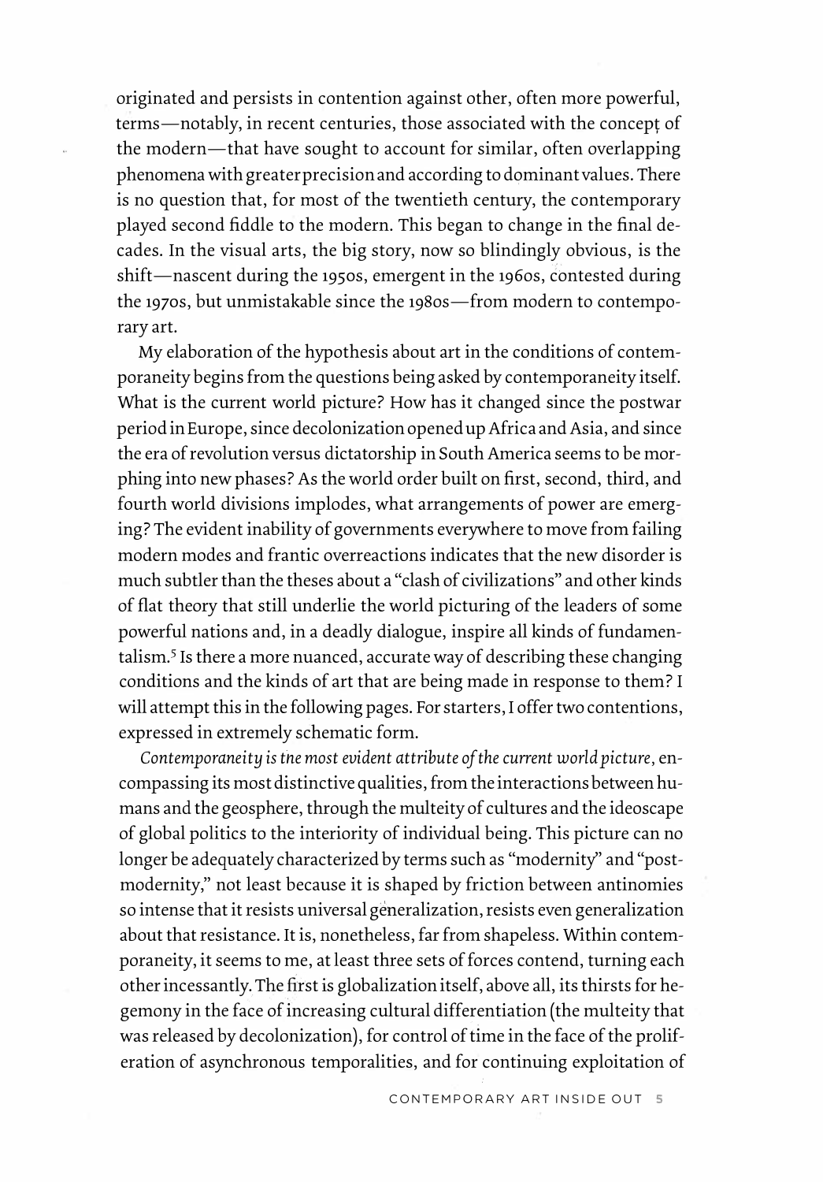originated and persists in contention against other, often more powerful, terms—notably, in recent centuries, those associated with the concept of the modern—that have sought to account for similar, often overlapping phenomena with greater precision and according to dominant values. There is no question that, for most of the twentieth century, the contemporary played second fiddle to the modern. This began to change in the final decades. In the visual arts, the big story, now so blindingly obvious, is the shift—nascent during the 1950s, emergent in the 1960s, contested during the 1970s, but unmistakable since the 1980s—from modern to contemporary art.

My elaboration of the hypothesis about art in the conditions of contemporaneity begins from the questions being asked by contemporaneity itself. What is the current world picture? How has it changed since the postwar period in Europe, since decolonization opened up Africa and Asia, and since the era of revolution versus dictatorship in South America seems to be morphing into new phases? As the world order built on first, second, third, and fourth world divisions implodes, what arrangements of power are emerging? The evident inability of governments everywhere to move from failing modern modes and frantic overreactions indicates that the new disorder is much subtler than the theses about a "clash of civilizations" and other kinds of flat theory that still underlie the world picturing of the leaders of some powerful nations and, in a deadly dialogue, inspire all kinds of fundamentalism.[5] Is there a more nuanced, accurate way of describing these changing conditions and the kinds of art that are being made in response to them? I will attempt this in the following pages. For starters, I offer two contentions, expressed in extremely schematic form.

*Contemporaneity is the most evident attribute of the current world picture*, encompassing its most distinctive qualities, from the interactions between humans and the geosphere, through the multeity of cultures and the ideoscape of global politics to the interiority of individual being. This picture can no longer be adequately characterized by terms such as "modernity" and "postmodernity," not least because it is shaped by friction between antinomies so intense that it resists universal generalization, resists even generalization about that resistance. It is, nonetheless, far from shapeless. Within contemporaneity, it seems to me, at least three sets of forces contend, turning each other incessantly. The first is globalization itself, above all, its thirsts for hegemony in the face of increasing cultural differentiation (the multeity that was released by decolonization), for control of time in the face of the proliferation of asynchronous temporalities, and for continuing exploitation of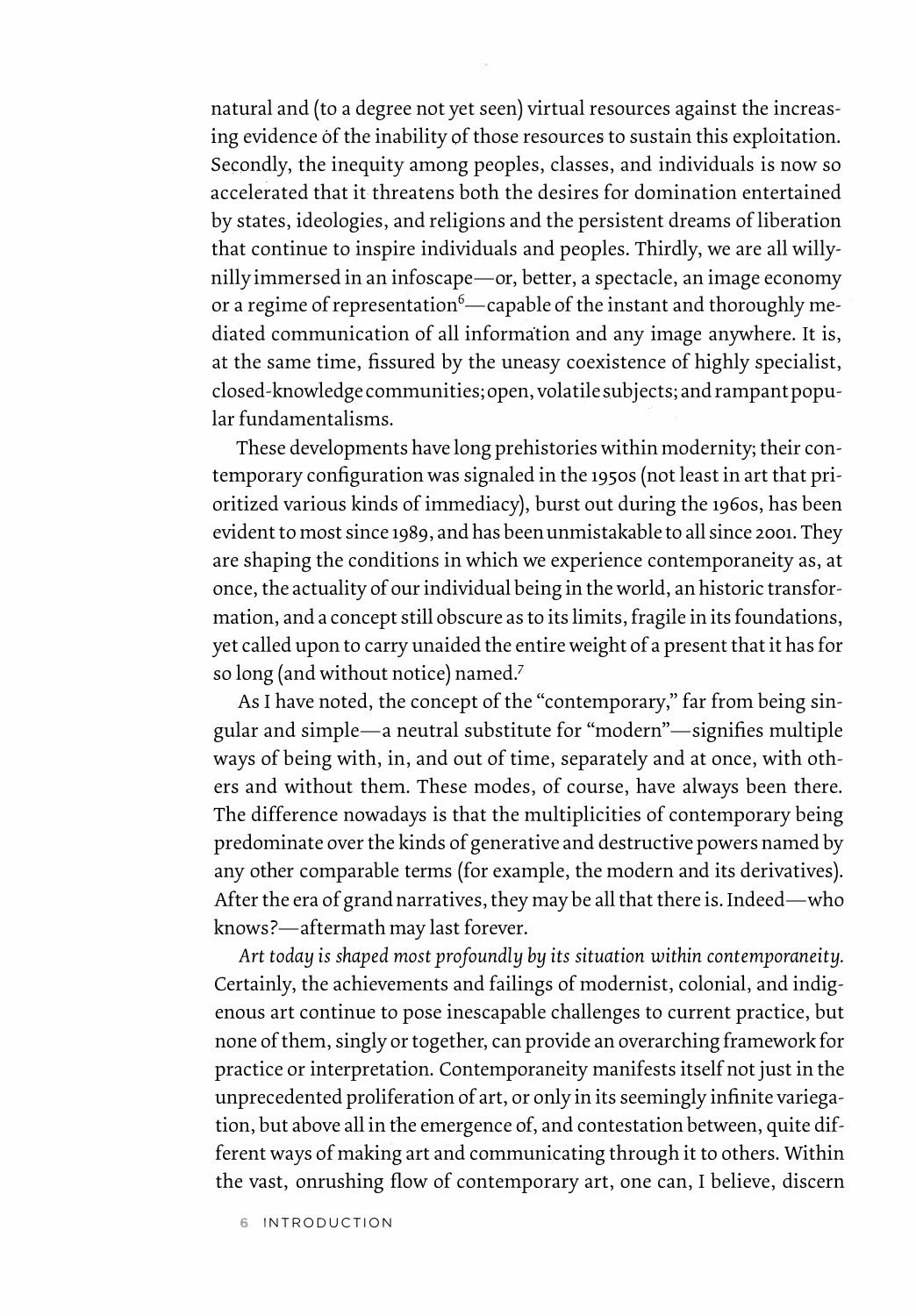natural and (to a degree not yet seen) virtual resources against the increasing evidence of the inability of those resources to sustain this exploitation. Secondly, the inequity among peoples, classes, and individuals is now so accelerated that it threatens both the desires for domination entertained by states, ideologies, and religions and the persistent dreams of liberation that continue to inspire individuals and peoples. Thirdly, we are all willy-nilly immersed in an infoscape—or, better, a spectacle, an image economy or a regime of representation[6]—capable of the instant and thoroughly mediated communication of all information and any image anywhere. It is, at the same time, fissured by the uneasy coexistence of highly specialist, closed-knowledge communities; open, volatile subjects; and rampant popular fundamentalisms.

These developments have long prehistories within modernity; their contemporary configuration was signaled in the 1950s (not least in art that prioritized various kinds of immediacy), burst out during the 1960s, has been evident to most since 1989, and has been unmistakable to all since 2001. They are shaping the conditions in which we experience contemporaneity as, at once, the actuality of our individual being in the world, an historic transformation, and a concept still obscure as to its limits, fragile in its foundations, yet called upon to carry unaided the entire weight of a present that it has for so long (and without notice) named.[7]

As I have noted, the concept of the "contemporary," far from being singular and simple—a neutral substitute for "modern"—signifies multiple ways of being with, in, and out of time, separately and at once, with others and without them. These modes, of course, have always been there. The difference nowadays is that the multiplicities of contemporary being predominate over the kinds of generative and destructive powers named by any other comparable terms (for example, the modern and its derivatives). After the era of grand narratives, they may be all that there is. Indeed—who knows?—aftermath may last forever.

*Art today is shaped most profoundly by its situation within contemporaneity.* Certainly, the achievements and failings of modernist, colonial, and indigenous art continue to pose inescapable challenges to current practice, but none of them, singly or together, can provide an overarching framework for practice or interpretation. Contemporaneity manifests itself not just in the unprecedented proliferation of art, or only in its seemingly infinite variegation, but above all in the emergence of, and contestation between, quite different ways of making art and communicating through it to others. Within the vast, onrushing flow of contemporary art, one can, I believe, discern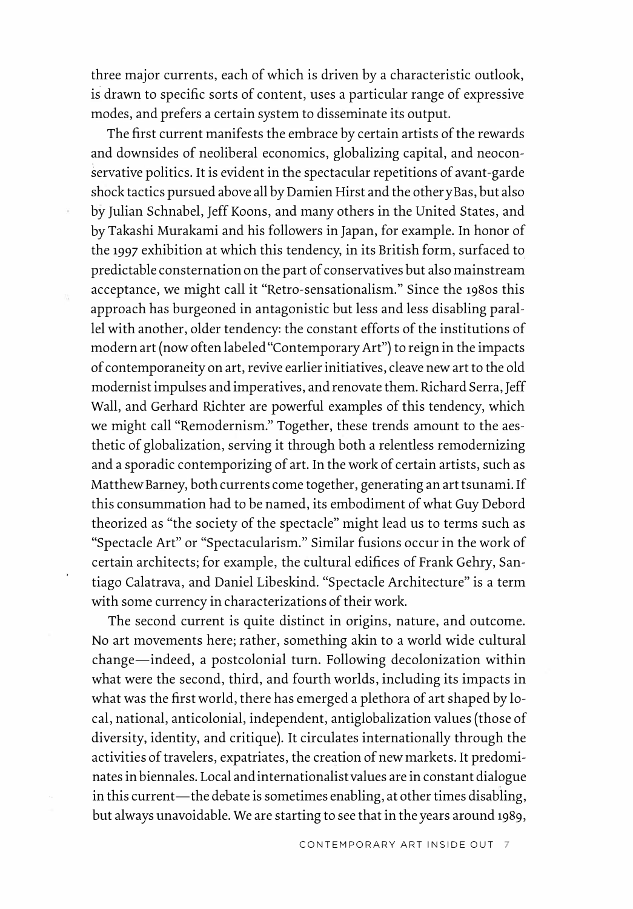three major currents, each of which is driven by a characteristic outlook, is drawn to specific sorts of content, uses a particular range of expressive modes, and prefers a certain system to disseminate its output.

The first current manifests the embrace by certain artists of the rewards and downsides of neoliberal economics, globalizing capital, and neoconservative politics. It is evident in the spectacular repetitions of avant-garde shock tactics pursued above all by Damien Hirst and the other yBas, but also by Julian Schnabel, Jeff Koons, and many others in the United States, and by Takashi Murakami and his followers in Japan, for example. In honor of the 1997 exhibition at which this tendency, in its British form, surfaced to predictable consternation on the part of conservatives but also mainstream acceptance, we might call it "Retro-sensationalism." Since the 1980s this approach has burgeoned in antagonistic but less and less disabling parallel with another, older tendency: the constant efforts of the institutions of modern art (now often labeled "Contemporary Art") to reign in the impacts of contemporaneity on art, revive earlier initiatives, cleave new art to the old modernist impulses and imperatives, and renovate them. Richard Serra, Jeff Wall, and Gerhard Richter are powerful examples of this tendency, which we might call "Remodernism." Together, these trends amount to the aesthetic of globalization, serving it through both a relentless remodernizing and a sporadic contemporizing of art. In the work of certain artists, such as Matthew Barney, both currents come together, generating an art tsunami. If this consummation had to be named, its embodiment of what Guy Debord theorized as "the society of the spectacle" might lead us to terms such as "Spectacle Art" or "Spectacularism." Similar fusions occur in the work of certain architects; for example, the cultural edifices of Frank Gehry, Santiago Calatrava, and Daniel Libeskind. "Spectacle Architecture" is a term with some currency in characterizations of their work.

The second current is quite distinct in origins, nature, and outcome. No art movements here; rather, something akin to a world wide cultural change—indeed, a postcolonial turn. Following decolonization within what were the second, third, and fourth worlds, including its impacts in what was the first world, there has emerged a plethora of art shaped by local, national, anticolonial, independent, antiglobalization values (those of diversity, identity, and critique). It circulates internationally through the activities of travelers, expatriates, the creation of new markets. It predominates in biennales. Local and internationalist values are in constant dialogue in this current—the debate is sometimes enabling, at other times disabling, but always unavoidable. We are starting to see that in the years around 1989,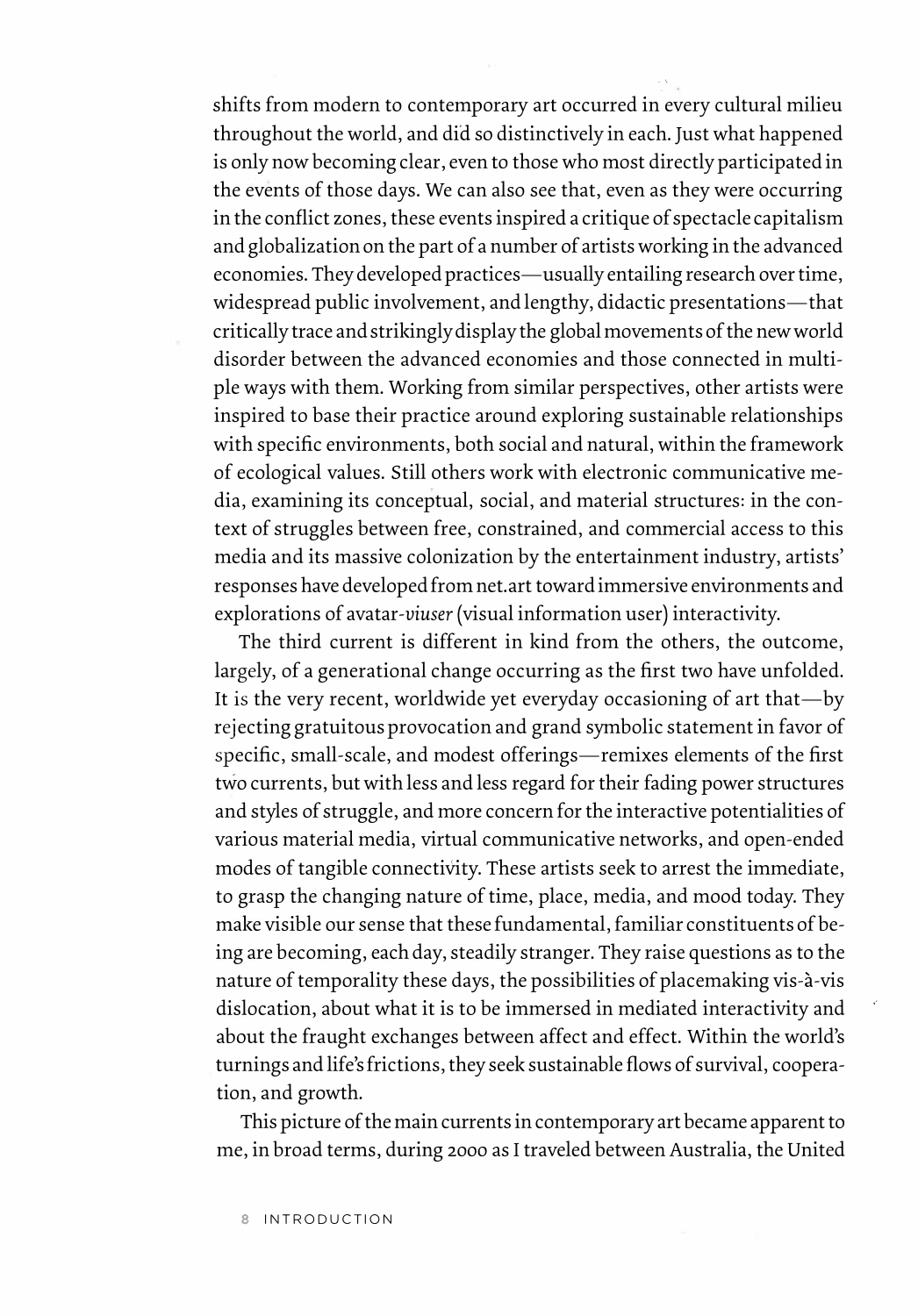shifts from modern to contemporary art occurred in every cultural milieu throughout the world, and did so distinctively in each. Just what happened is only now becoming clear, even to those who most directly participated in the events of those days. We can also see that, even as they were occurring in the conflict zones, these events inspired a critique of spectacle capitalism and globalization on the part of a number of artists working in the advanced economies. They developed practices—usually entailing research over time, widespread public involvement, and lengthy, didactic presentations—that critically trace and strikingly display the global movements of the new world disorder between the advanced economies and those connected in multiple ways with them. Working from similar perspectives, other artists were inspired to base their practice around exploring sustainable relationships with specific environments, both social and natural, within the framework of ecological values. Still others work with electronic communicative media, examining its conceptual, social, and material structures: in the context of struggles between free, constrained, and commercial access to this media and its massive colonization by the entertainment industry, artists' responses have developed from net.art toward immersive environments and explorations of avatar-*viuser* (visual information user) interactivity.

The third current is different in kind from the others, the outcome, largely, of a generational change occurring as the first two have unfolded. It is the very recent, worldwide yet everyday occasioning of art that—by rejecting gratuitous provocation and grand symbolic statement in favor of specific, small-scale, and modest offerings—remixes elements of the first two currents, but with less and less regard for their fading power structures and styles of struggle, and more concern for the interactive potentialities of various material media, virtual communicative networks, and open-ended modes of tangible connectivity. These artists seek to arrest the immediate, to grasp the changing nature of time, place, media, and mood today. They make visible our sense that these fundamental, familiar constituents of being are becoming, each day, steadily stranger. They raise questions as to the nature of temporality these days, the possibilities of placemaking vis-à-vis dislocation, about what it is to be immersed in mediated interactivity and about the fraught exchanges between affect and effect. Within the world's turnings and life's frictions, they seek sustainable flows of survival, cooperation, and growth.

This picture of the main currents in contemporary art became apparent to me, in broad terms, during 2000 as I traveled between Australia, the United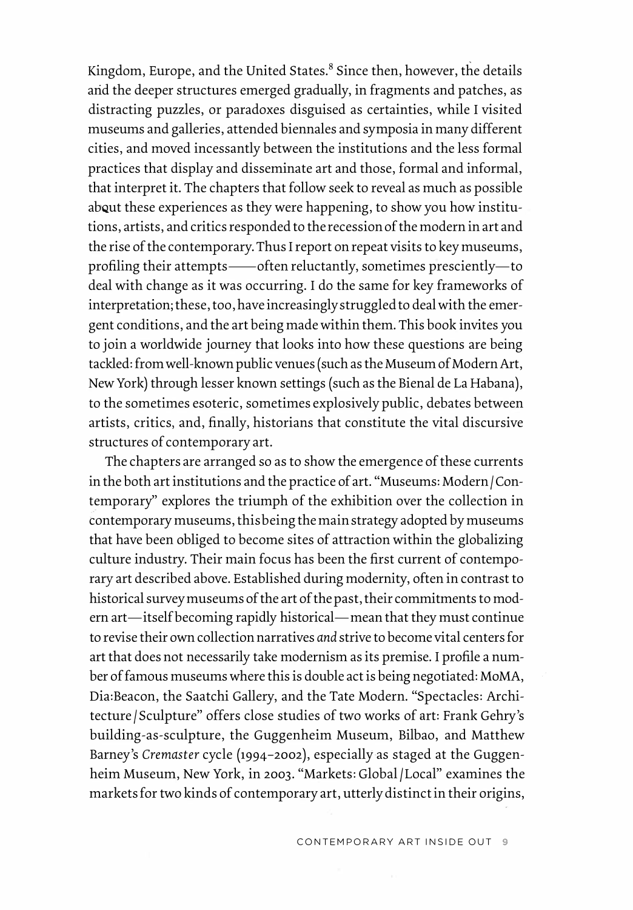Kingdom, Europe, and the United States.[8] Since then, however, the details and the deeper structures emerged gradually, in fragments and patches, as distracting puzzles, or paradoxes disguised as certainties, while I visited museums and galleries, attended biennales and symposia in many different cities, and moved incessantly between the institutions and the less formal practices that display and disseminate art and those, formal and informal, that interpret it. The chapters that follow seek to reveal as much as possible about these experiences as they were happening, to show you how institutions, artists, and critics responded to the recession of the modern in art and the rise of the contemporary. Thus I report on repeat visits to key museums, profiling their attempts——often reluctantly, sometimes presciently—to deal with change as it was occurring. I do the same for key frameworks of interpretation; these, too, have increasingly struggled to deal with the emergent conditions, and the art being made within them. This book invites you to join a worldwide journey that looks into how these questions are being tackled: from well-known public venues (such as the Museum of Modern Art, New York) through lesser known settings (such as the Bienal de La Habana), to the sometimes esoteric, sometimes explosively public, debates between artists, critics, and, finally, historians that constitute the vital discursive structures of contemporary art.

The chapters are arranged so as to show the emergence of these currents in the both art institutions and the practice of art. "Museums: Modern / Contemporary" explores the triumph of the exhibition over the collection in contemporary museums, this being the main strategy adopted by museums that have been obliged to become sites of attraction within the globalizing culture industry. Their main focus has been the first current of contemporary art described above. Established during modernity, often in contrast to historical survey museums of the art of the past, their commitments to modern art—itself becoming rapidly historical—mean that they must continue to revise their own collection narratives *and* strive to become vital centers for art that does not necessarily take modernism as its premise. I profile a number of famous museums where this is double act is being negotiated: MoMA, Dia:Beacon, the Saatchi Gallery, and the Tate Modern. "Spectacles: Architecture / Sculpture" offers close studies of two works of art: Frank Gehry's building-as-sculpture, the Guggenheim Museum, Bilbao, and Matthew Barney's *Cremaster* cycle (1994–2002), especially as staged at the Guggenheim Museum, New York, in 2003. "Markets: Global / Local" examines the markets for two kinds of contemporary art, utterly distinct in their origins,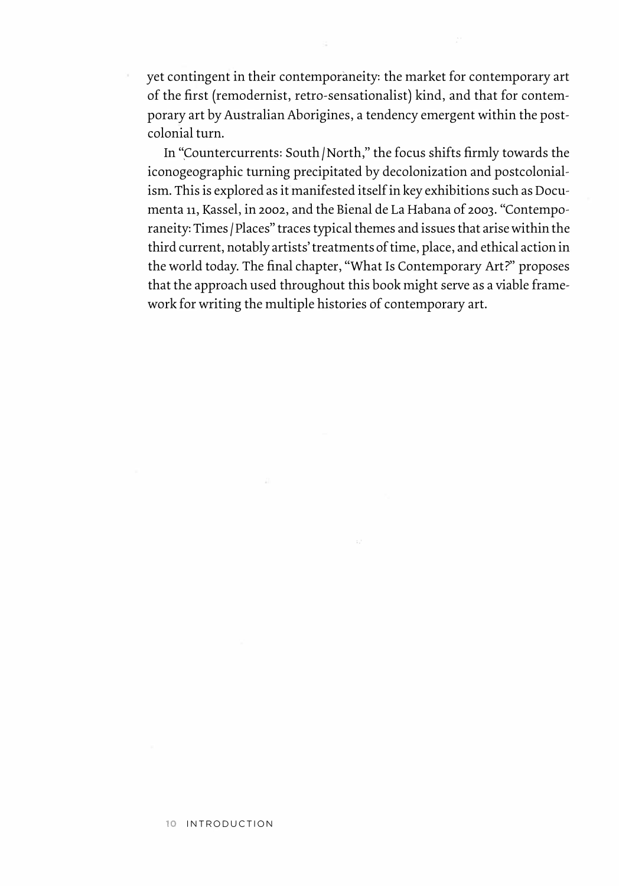yet contingent in their contemporaneity: the market for contemporary art of the first (remodernist, retro-sensationalist) kind, and that for contemporary art by Australian Aborigines, a tendency emergent within the postcolonial turn.

In "Countercurrents: South / North," the focus shifts firmly towards the iconogeographic turning precipitated by decolonization and postcolonialism. This is explored as it manifested itself in key exhibitions such as Documenta 11, Kassel, in 2002, and the Bienal de La Habana of 2003. "Contemporaneity: Times / Places" traces typical themes and issues that arise within the third current, notably artists' treatments of time, place, and ethical action in the world today. The final chapter, "What Is Contemporary Art?" proposes that the approach used throughout this book might serve as a viable framework for writing the multiple histories of contemporary art.